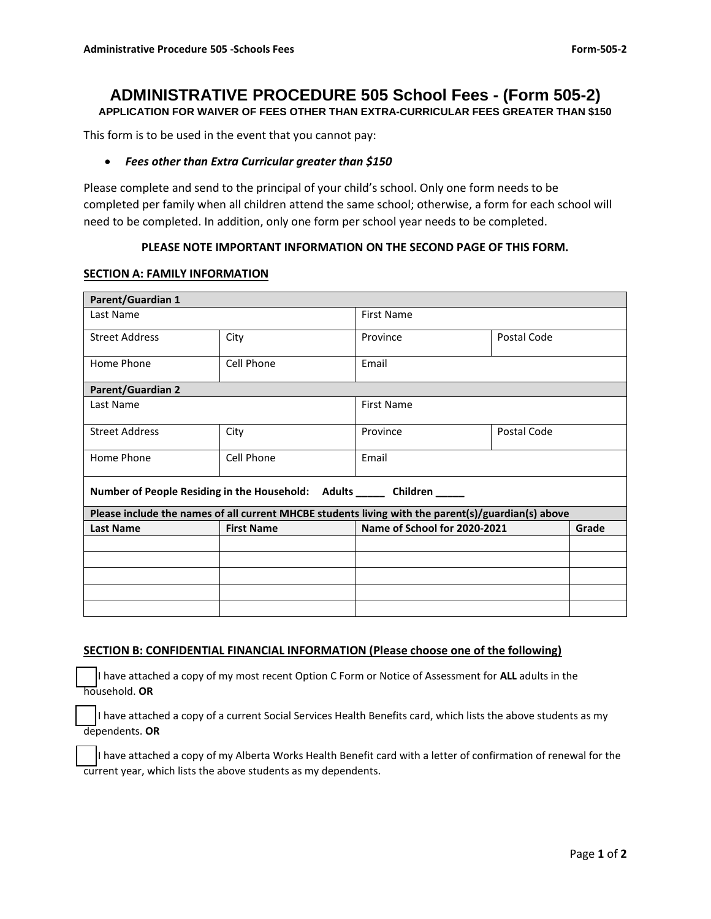# ADMINISTRATIVE PROCEDURE 505 School Fees - (Form 505-2)

**APPLICATION FOR WAIVER OF FEES OTHER THAN EXTRA-CURRICULAR FEES GREATER THAN $150**

This form is to be used in the event that you cannot pay:

- ***Fees other than Extra Curricular greater than $150***

Please complete and send to the principal of your child's school. Only one form needs to be completed per family when all children attend the same school; otherwise, a form for each school will need to be completed. In addition, only one form per school year needs to be completed.

**PLEASE NOTE IMPORTANT INFORMATION ON THE SECOND PAGE OF THIS FORM.**

## SECTION A: FAMILY INFORMATION

| **Parent/Guardian 1** | | | |
|---|---|---|---|
| Last Name | | First Name | |
| Street Address | City | Province | Postal Code |
| Home Phone | Cell Phone | Email | |
| **Parent/Guardian 2** | | | |
| Last Name | | First Name | |
| Street Address | City | Province | Postal Code |
| Home Phone | Cell Phone | Email | |
| **Number of People Residing in the Household: Adults _____ Children _____** | | | |

| **Please include the names of all current MHCBE students living with the parent(s)/guardian(s) above** | | | |
|---|---|---|---|
| **Last Name** | **First Name** | **Name of School for 2020-2021** | **Grade** |
| | | | |
| | | | |
| | | | |
| | | | |
| | | | |

## SECTION B: CONFIDENTIAL FINANCIAL INFORMATION (Please choose one of the following)

☐ I have attached a copy of my most recent Option C Form or Notice of Assessment for **ALL** adults in the household. **OR**

☐ I have attached a copy of a current Social Services Health Benefits card, which lists the above students as my dependents. **OR**

☐ I have attached a copy of my Alberta Works Health Benefit card with a letter of confirmation of renewal for the current year, which lists the above students as my dependents.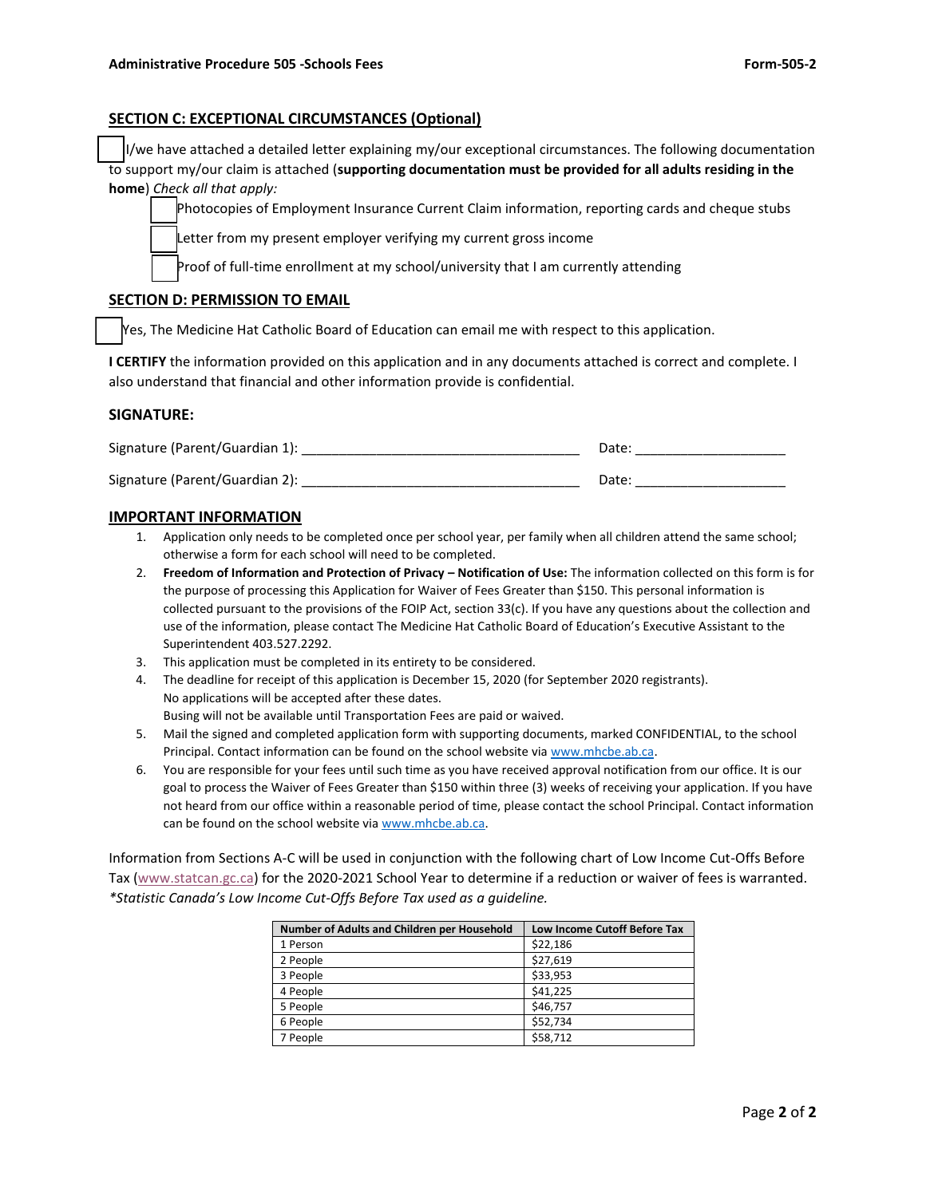## SECTION C: EXCEPTIONAL CIRCUMSTANCES (Optional)

☐ I/we have attached a detailed letter explaining my/our exceptional circumstances. The following documentation to support my/our claim is attached (**supporting documentation must be provided for all adults residing in the home**) *Check all that apply:*

- ☐ Photocopies of Employment Insurance Current Claim information, reporting cards and cheque stubs
- ☐ Letter from my present employer verifying my current gross income
- ☐ Proof of full-time enrollment at my school/university that I am currently attending

## SECTION D: PERMISSION TO EMAIL

☐ Yes, The Medicine Hat Catholic Board of Education can email me with respect to this application.

**I CERTIFY** the information provided on this application and in any documents attached is correct and complete. I also understand that financial and other information provide is confidential.

### SIGNATURE:

Signature (Parent/Guardian 1): ____________________________________ Date: ____________________

Signature (Parent/Guardian 2): ____________________________________ Date: ____________________

## IMPORTANT INFORMATION

1. Application only needs to be completed once per school year, per family when all children attend the same school; otherwise a form for each school will need to be completed.
2. **Freedom of Information and Protection of Privacy – Notification of Use:** The information collected on this form is for the purpose of processing this Application for Waiver of Fees Greater than $150. This personal information is collected pursuant to the provisions of the FOIP Act, section 33(c). If you have any questions about the collection and use of the information, please contact The Medicine Hat Catholic Board of Education's Executive Assistant to the Superintendent 403.527.2292.
3. This application must be completed in its entirety to be considered.
4. The deadline for receipt of this application is December 15, 2020 (for September 2020 registrants).
   No applications will be accepted after these dates.
   Busing will not be available until Transportation Fees are paid or waived.
5. Mail the signed and completed application form with supporting documents, marked CONFIDENTIAL, to the school Principal. Contact information can be found on the school website via www.mhcbe.ab.ca.
6. You are responsible for your fees until such time as you have received approval notification from our office. It is our goal to process the Waiver of Fees Greater than $150 within three (3) weeks of receiving your application. If you have not heard from our office within a reasonable period of time, please contact the school Principal. Contact information can be found on the school website via www.mhcbe.ab.ca.

Information from Sections A-C will be used in conjunction with the following chart of Low Income Cut-Offs Before Tax (www.statcan.gc.ca) for the 2020-2021 School Year to determine if a reduction or waiver of fees is warranted. *\*Statistic Canada's Low Income Cut-Offs Before Tax used as a guideline.*

| Number of Adults and Children per Household | Low Income Cutoff Before Tax |
|---|---|
| 1 Person | $22,186 |
| 2 People | $27,619 |
| 3 People | $33,953 |
| 4 People | $41,225 |
| 5 People | $46,757 |
| 6 People | $52,734 |
| 7 People | $58,712 |